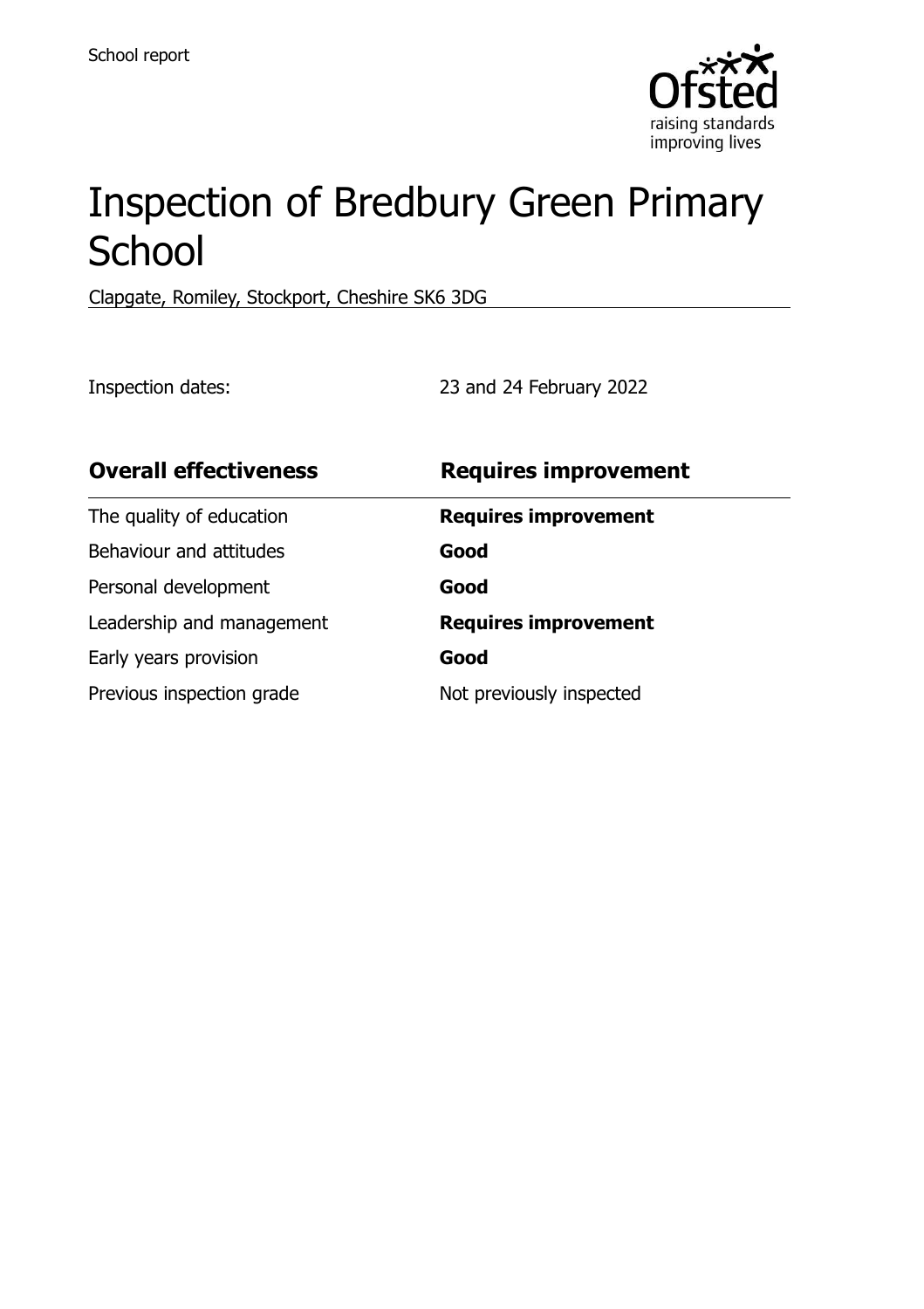School report

# Inspection of Bredbury Green Primary School

Clapgate, Romiley, Stockport, Cheshire SK6 3DG

Inspection dates: 23 and 24 February 2022

| **Overall effectiveness** | **Requires improvement** |
|---|---|
| The quality of education | **Requires improvement** |
| Behaviour and attitudes | **Good** |
| Personal development | **Good** |
| Leadership and management | **Requires improvement** |
| Early years provision | **Good** |
| Previous inspection grade | Not previously inspected |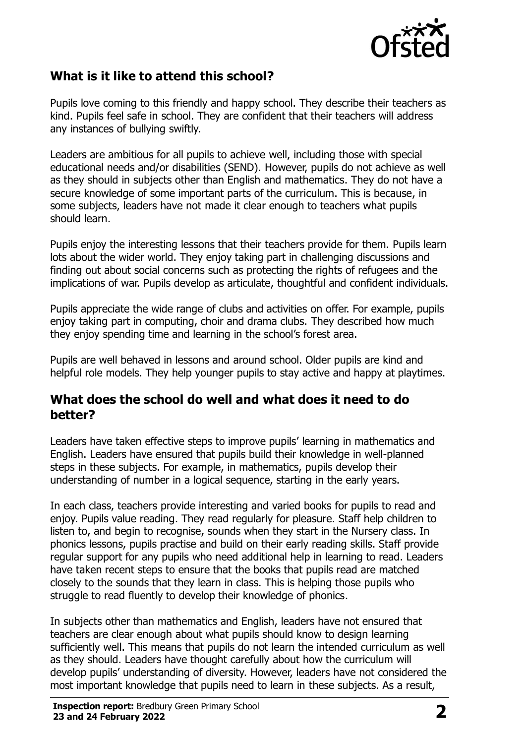## What is it like to attend this school?

Pupils love coming to this friendly and happy school. They describe their teachers as kind. Pupils feel safe in school. They are confident that their teachers will address any instances of bullying swiftly.

Leaders are ambitious for all pupils to achieve well, including those with special educational needs and/or disabilities (SEND). However, pupils do not achieve as well as they should in subjects other than English and mathematics. They do not have a secure knowledge of some important parts of the curriculum. This is because, in some subjects, leaders have not made it clear enough to teachers what pupils should learn.

Pupils enjoy the interesting lessons that their teachers provide for them. Pupils learn lots about the wider world. They enjoy taking part in challenging discussions and finding out about social concerns such as protecting the rights of refugees and the implications of war. Pupils develop as articulate, thoughtful and confident individuals.

Pupils appreciate the wide range of clubs and activities on offer. For example, pupils enjoy taking part in computing, choir and drama clubs. They described how much they enjoy spending time and learning in the school's forest area.

Pupils are well behaved in lessons and around school. Older pupils are kind and helpful role models. They help younger pupils to stay active and happy at playtimes.

## What does the school do well and what does it need to do better?

Leaders have taken effective steps to improve pupils' learning in mathematics and English. Leaders have ensured that pupils build their knowledge in well-planned steps in these subjects. For example, in mathematics, pupils develop their understanding of number in a logical sequence, starting in the early years.

In each class, teachers provide interesting and varied books for pupils to read and enjoy. Pupils value reading. They read regularly for pleasure. Staff help children to listen to, and begin to recognise, sounds when they start in the Nursery class. In phonics lessons, pupils practise and build on their early reading skills. Staff provide regular support for any pupils who need additional help in learning to read. Leaders have taken recent steps to ensure that the books that pupils read are matched closely to the sounds that they learn in class. This is helping those pupils who struggle to read fluently to develop their knowledge of phonics.

In subjects other than mathematics and English, leaders have not ensured that teachers are clear enough about what pupils should know to design learning sufficiently well. This means that pupils do not learn the intended curriculum as well as they should. Leaders have thought carefully about how the curriculum will develop pupils' understanding of diversity. However, leaders have not considered the most important knowledge that pupils need to learn in these subjects. As a result,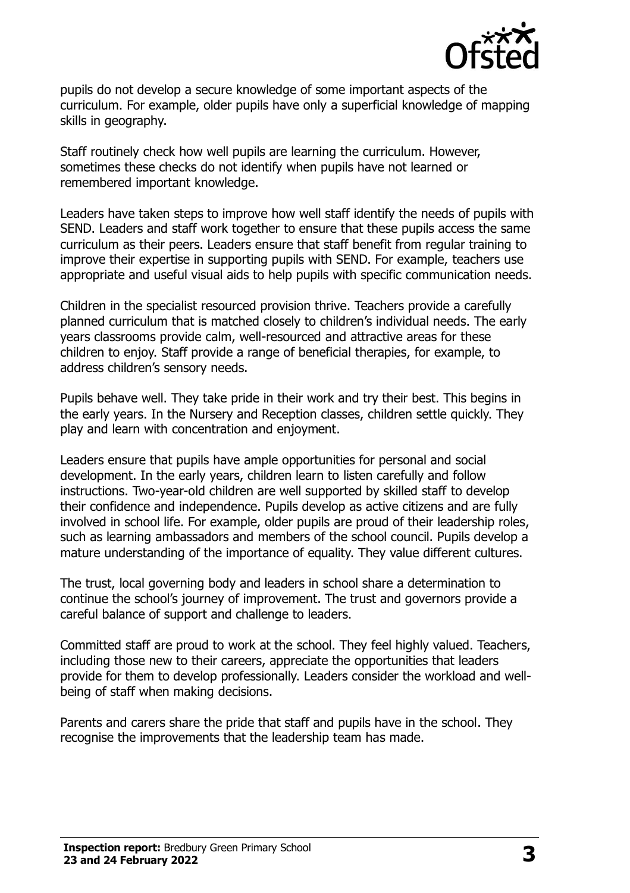pupils do not develop a secure knowledge of some important aspects of the curriculum. For example, older pupils have only a superficial knowledge of mapping skills in geography.

Staff routinely check how well pupils are learning the curriculum. However, sometimes these checks do not identify when pupils have not learned or remembered important knowledge.

Leaders have taken steps to improve how well staff identify the needs of pupils with SEND. Leaders and staff work together to ensure that these pupils access the same curriculum as their peers. Leaders ensure that staff benefit from regular training to improve their expertise in supporting pupils with SEND. For example, teachers use appropriate and useful visual aids to help pupils with specific communication needs.

Children in the specialist resourced provision thrive. Teachers provide a carefully planned curriculum that is matched closely to children's individual needs. The early years classrooms provide calm, well-resourced and attractive areas for these children to enjoy. Staff provide a range of beneficial therapies, for example, to address children's sensory needs.

Pupils behave well. They take pride in their work and try their best. This begins in the early years. In the Nursery and Reception classes, children settle quickly. They play and learn with concentration and enjoyment.

Leaders ensure that pupils have ample opportunities for personal and social development. In the early years, children learn to listen carefully and follow instructions. Two-year-old children are well supported by skilled staff to develop their confidence and independence. Pupils develop as active citizens and are fully involved in school life. For example, older pupils are proud of their leadership roles, such as learning ambassadors and members of the school council. Pupils develop a mature understanding of the importance of equality. They value different cultures.

The trust, local governing body and leaders in school share a determination to continue the school's journey of improvement. The trust and governors provide a careful balance of support and challenge to leaders.

Committed staff are proud to work at the school. They feel highly valued. Teachers, including those new to their careers, appreciate the opportunities that leaders provide for them to develop professionally. Leaders consider the workload and well-being of staff when making decisions.

Parents and carers share the pride that staff and pupils have in the school. They recognise the improvements that the leadership team has made.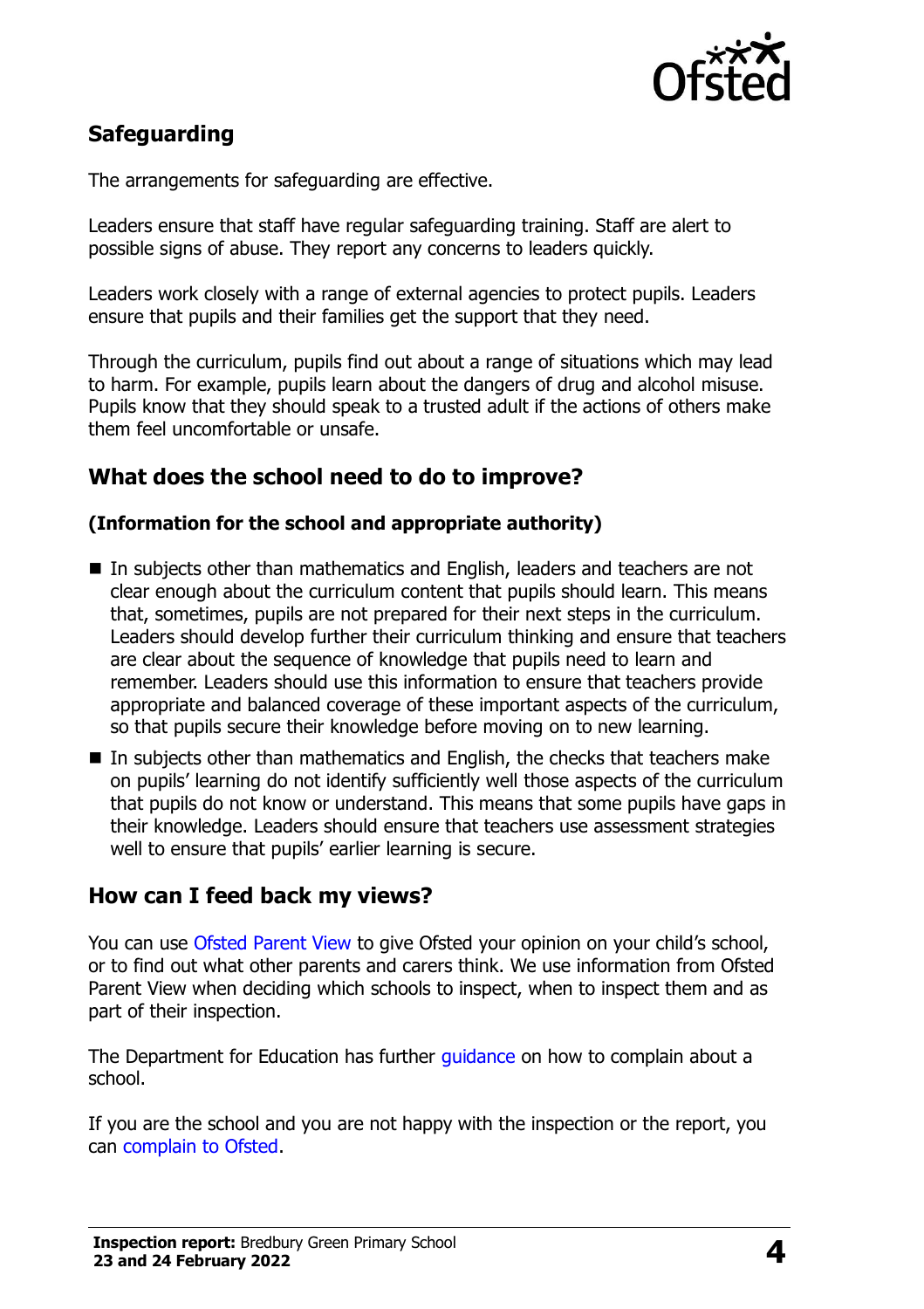## Safeguarding

The arrangements for safeguarding are effective.

Leaders ensure that staff have regular safeguarding training. Staff are alert to possible signs of abuse. They report any concerns to leaders quickly.

Leaders work closely with a range of external agencies to protect pupils. Leaders ensure that pupils and their families get the support that they need.

Through the curriculum, pupils find out about a range of situations which may lead to harm. For example, pupils learn about the dangers of drug and alcohol misuse. Pupils know that they should speak to a trusted adult if the actions of others make them feel uncomfortable or unsafe.

## What does the school need to do to improve?

### (Information for the school and appropriate authority)

- In subjects other than mathematics and English, leaders and teachers are not clear enough about the curriculum content that pupils should learn. This means that, sometimes, pupils are not prepared for their next steps in the curriculum. Leaders should develop further their curriculum thinking and ensure that teachers are clear about the sequence of knowledge that pupils need to learn and remember. Leaders should use this information to ensure that teachers provide appropriate and balanced coverage of these important aspects of the curriculum, so that pupils secure their knowledge before moving on to new learning.
- In subjects other than mathematics and English, the checks that teachers make on pupils' learning do not identify sufficiently well those aspects of the curriculum that pupils do not know or understand. This means that some pupils have gaps in their knowledge. Leaders should ensure that teachers use assessment strategies well to ensure that pupils' earlier learning is secure.

## How can I feed back my views?

You can use Ofsted Parent View to give Ofsted your opinion on your child's school, or to find out what other parents and carers think. We use information from Ofsted Parent View when deciding which schools to inspect, when to inspect them and as part of their inspection.

The Department for Education has further guidance on how to complain about a school.

If you are the school and you are not happy with the inspection or the report, you can complain to Ofsted.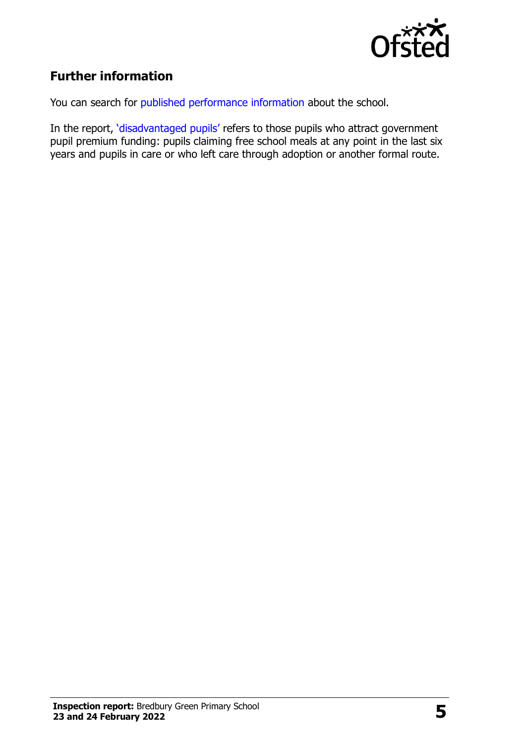## Further information

You can search for published performance information about the school.

In the report, 'disadvantaged pupils' refers to those pupils who attract government pupil premium funding: pupils claiming free school meals at any point in the last six years and pupils in care or who left care through adoption or another formal route.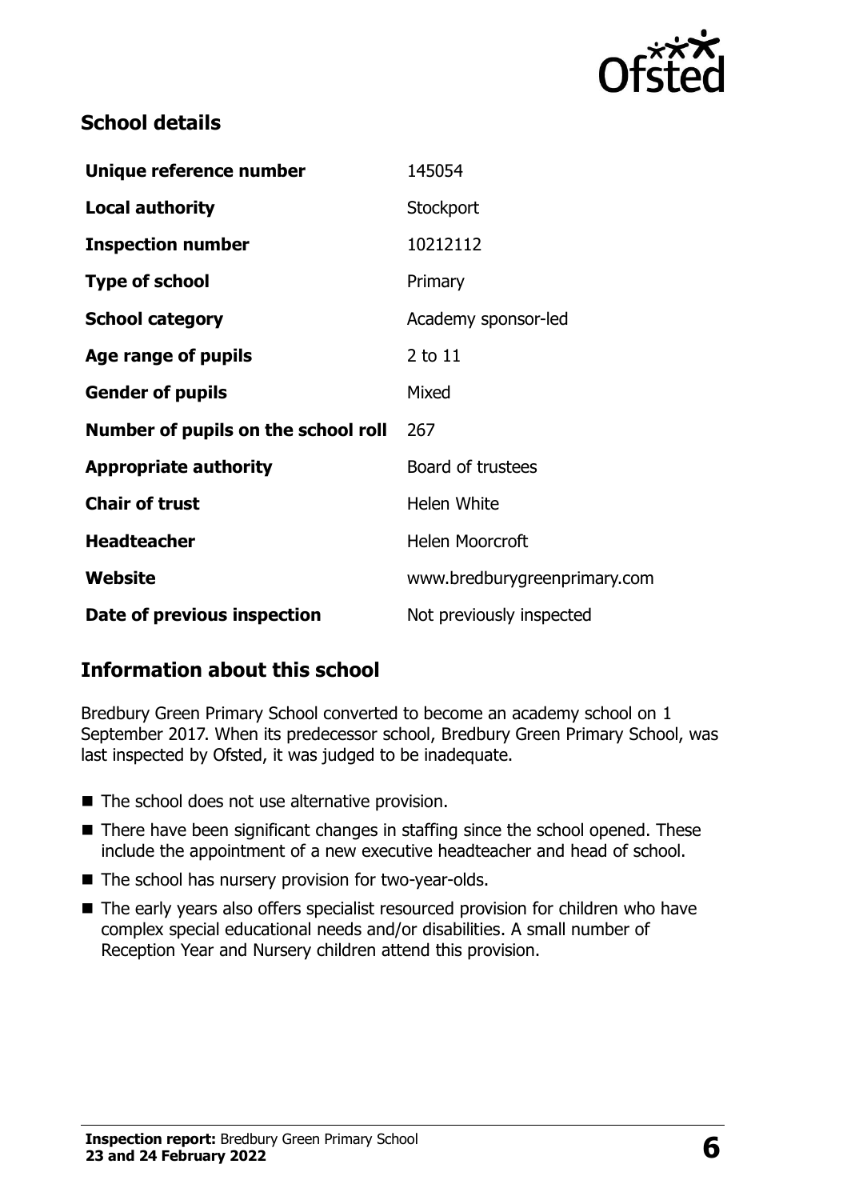## School details

| Unique reference number | 145054 |
| --- | --- |
| **Local authority** | Stockport |
| **Inspection number** | 10212112 |
| **Type of school** | Primary |
| **School category** | Academy sponsor-led |
| **Age range of pupils** | 2 to 11 |
| **Gender of pupils** | Mixed |
| **Number of pupils on the school roll** | 267 |
| **Appropriate authority** | Board of trustees |
| **Chair of trust** | Helen White |
| **Headteacher** | Helen Moorcroft |
| **Website** | www.bredburygreenprimary.com |
| **Date of previous inspection** | Not previously inspected |

## Information about this school

Bredbury Green Primary School converted to become an academy school on 1 September 2017. When its predecessor school, Bredbury Green Primary School, was last inspected by Ofsted, it was judged to be inadequate.

- The school does not use alternative provision.
- There have been significant changes in staffing since the school opened. These include the appointment of a new executive headteacher and head of school.
- The school has nursery provision for two-year-olds.
- The early years also offers specialist resourced provision for children who have complex special educational needs and/or disabilities. A small number of Reception Year and Nursery children attend this provision.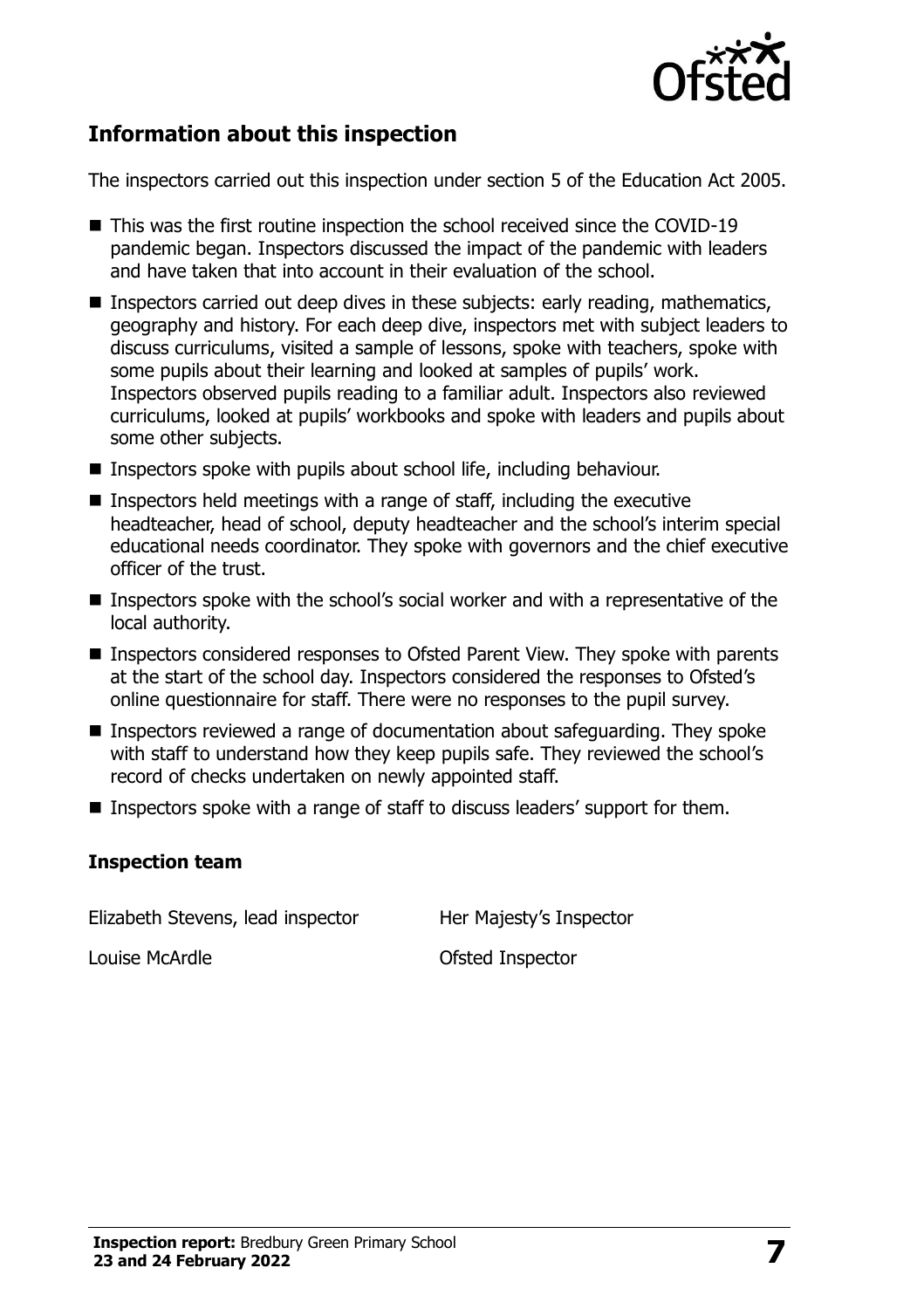## Information about this inspection

The inspectors carried out this inspection under section 5 of the Education Act 2005.

- This was the first routine inspection the school received since the COVID-19 pandemic began. Inspectors discussed the impact of the pandemic with leaders and have taken that into account in their evaluation of the school.
- Inspectors carried out deep dives in these subjects: early reading, mathematics, geography and history. For each deep dive, inspectors met with subject leaders to discuss curriculums, visited a sample of lessons, spoke with teachers, spoke with some pupils about their learning and looked at samples of pupils' work. Inspectors observed pupils reading to a familiar adult. Inspectors also reviewed curriculums, looked at pupils' workbooks and spoke with leaders and pupils about some other subjects.
- Inspectors spoke with pupils about school life, including behaviour.
- Inspectors held meetings with a range of staff, including the executive headteacher, head of school, deputy headteacher and the school's interim special educational needs coordinator. They spoke with governors and the chief executive officer of the trust.
- Inspectors spoke with the school's social worker and with a representative of the local authority.
- Inspectors considered responses to Ofsted Parent View. They spoke with parents at the start of the school day. Inspectors considered the responses to Ofsted's online questionnaire for staff. There were no responses to the pupil survey.
- Inspectors reviewed a range of documentation about safeguarding. They spoke with staff to understand how they keep pupils safe. They reviewed the school's record of checks undertaken on newly appointed staff.
- Inspectors spoke with a range of staff to discuss leaders' support for them.

### Inspection team

| | |
|---|---|
| Elizabeth Stevens, lead inspector | Her Majesty's Inspector |
| Louise McArdle | Ofsted Inspector |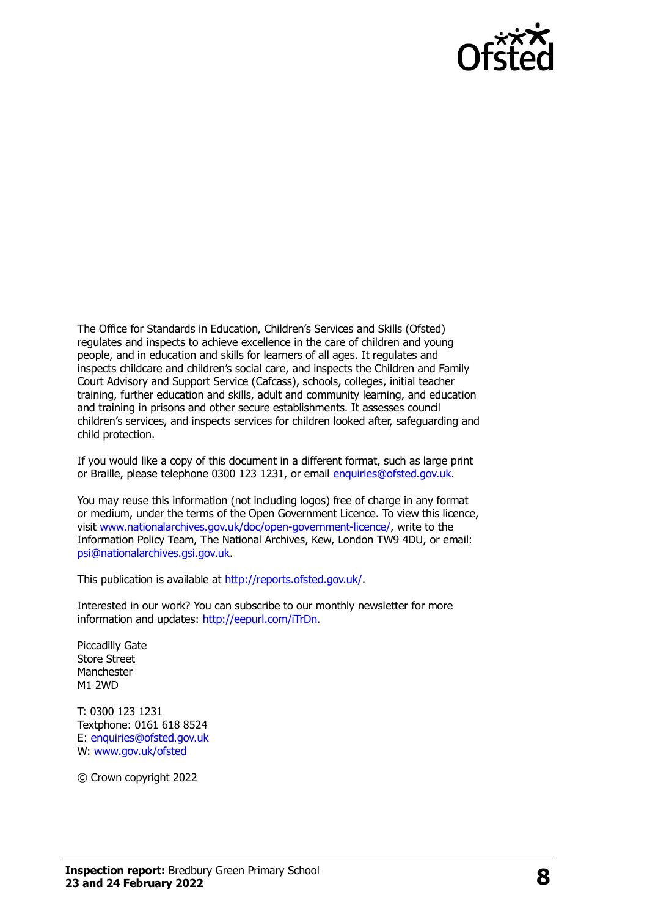The Office for Standards in Education, Children's Services and Skills (Ofsted) regulates and inspects to achieve excellence in the care of children and young people, and in education and skills for learners of all ages. It regulates and inspects childcare and children's social care, and inspects the Children and Family Court Advisory and Support Service (Cafcass), schools, colleges, initial teacher training, further education and skills, adult and community learning, and education and training in prisons and other secure establishments. It assesses council children's services, and inspects services for children looked after, safeguarding and child protection.

If you would like a copy of this document in a different format, such as large print or Braille, please telephone 0300 123 1231, or email enquiries@ofsted.gov.uk.

You may reuse this information (not including logos) free of charge in any format or medium, under the terms of the Open Government Licence. To view this licence, visit www.nationalarchives.gov.uk/doc/open-government-licence/, write to the Information Policy Team, The National Archives, Kew, London TW9 4DU, or email: psi@nationalarchives.gsi.gov.uk.

This publication is available at http://reports.ofsted.gov.uk/.

Interested in our work? You can subscribe to our monthly newsletter for more information and updates: http://eepurl.com/iTrDn.

Piccadilly Gate
Store Street
Manchester
M1 2WD

T: 0300 123 1231
Textphone: 0161 618 8524
E: enquiries@ofsted.gov.uk
W: www.gov.uk/ofsted

© Crown copyright 2022